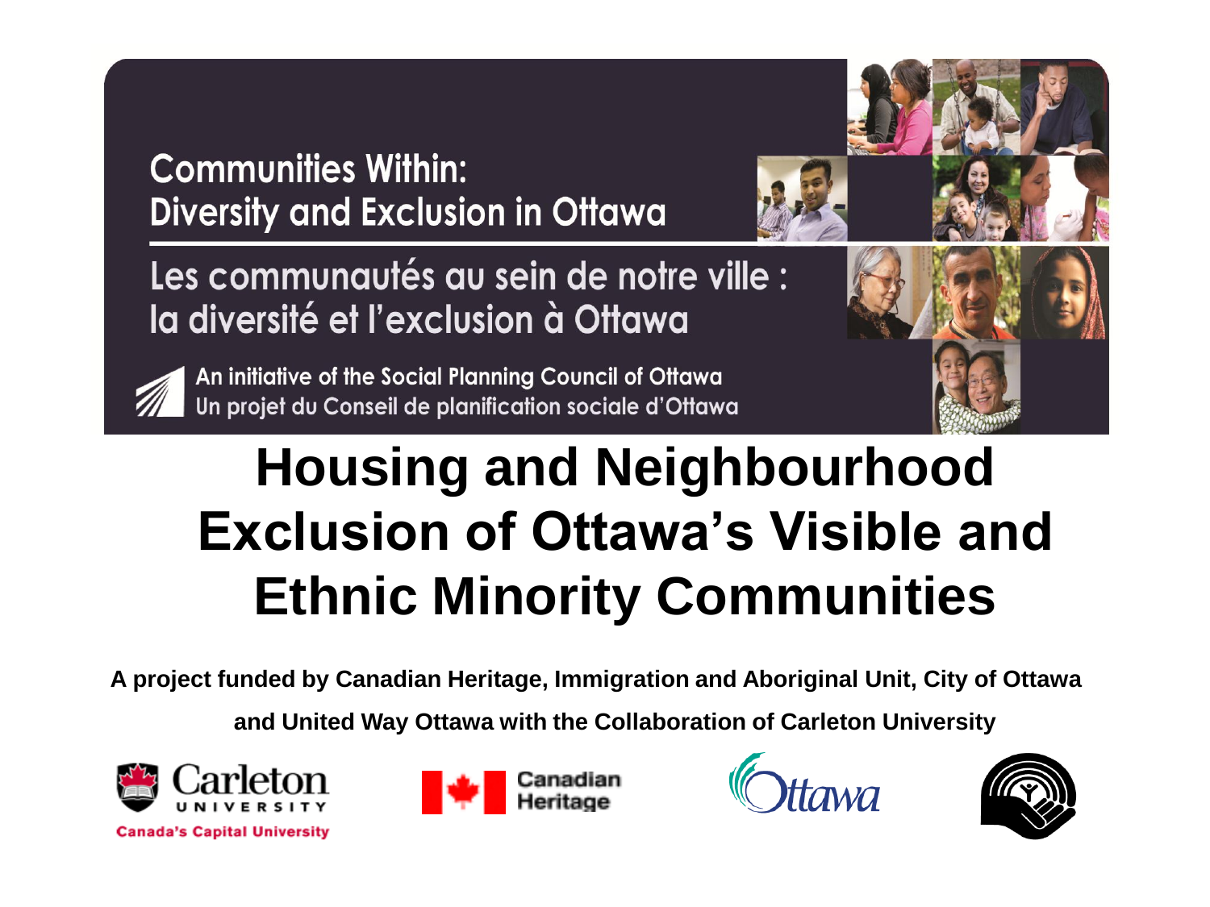Communities Within:
Diversity and Exclusion in Ottawa

Les communautés au sein de notre ville :
la diversité et l'exclusion à Ottawa

An initiative of the Social Planning Council of Ottawa
Un projet du Conseil de planification sociale d'Ottawa

# Housing and Neighbourhood Exclusion of Ottawa's Visible and Ethnic Minority Communities

**A project funded by Canadian Heritage, Immigration and Aboriginal Unit, City of Ottawa and United Way Ottawa with the Collaboration of Carleton University**

Carleton UNIVERSITY
Canada's Capital University

Canadian Heritage

Ottawa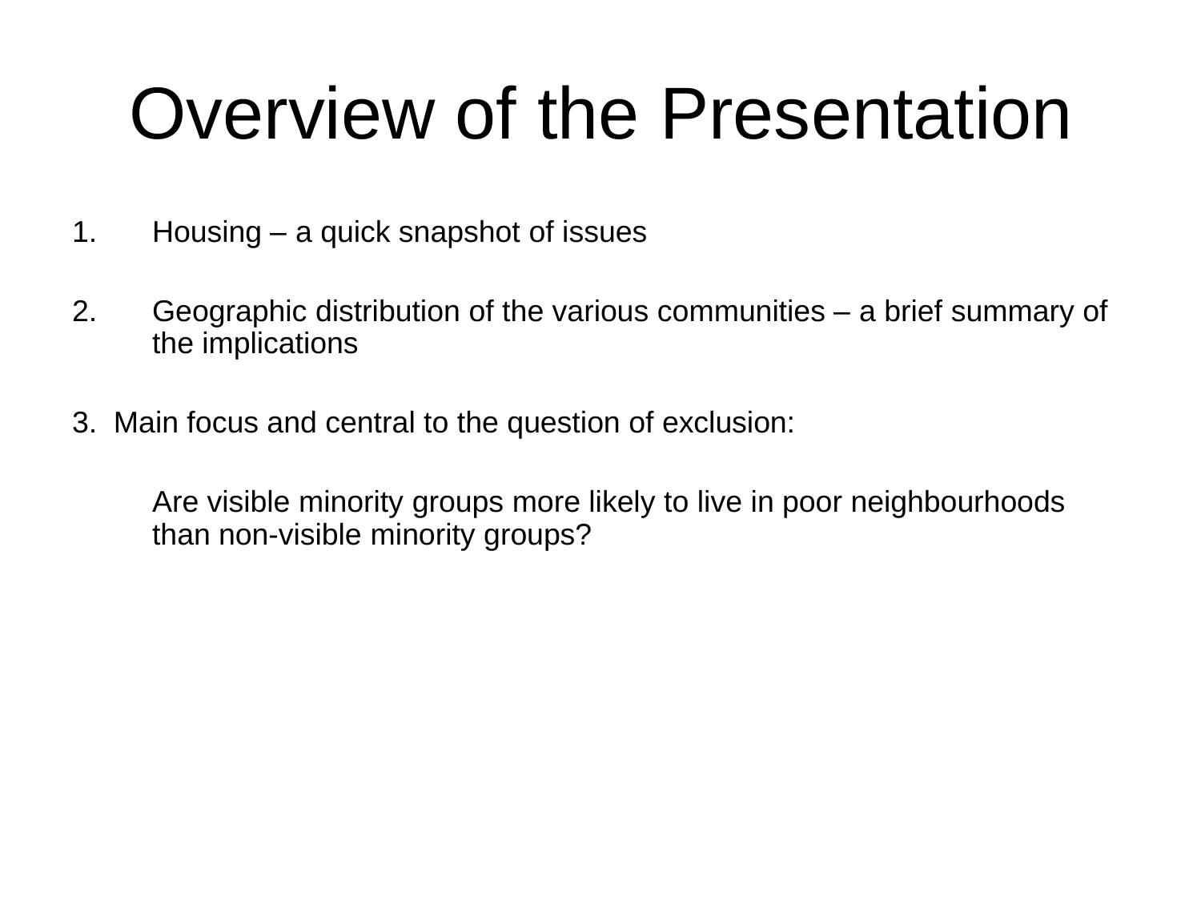# Overview of the Presentation

1. Housing – a quick snapshot of issues

2. Geographic distribution of the various communities – a brief summary of the implications

3. Main focus and central to the question of exclusion:

   Are visible minority groups more likely to live in poor neighbourhoods than non-visible minority groups?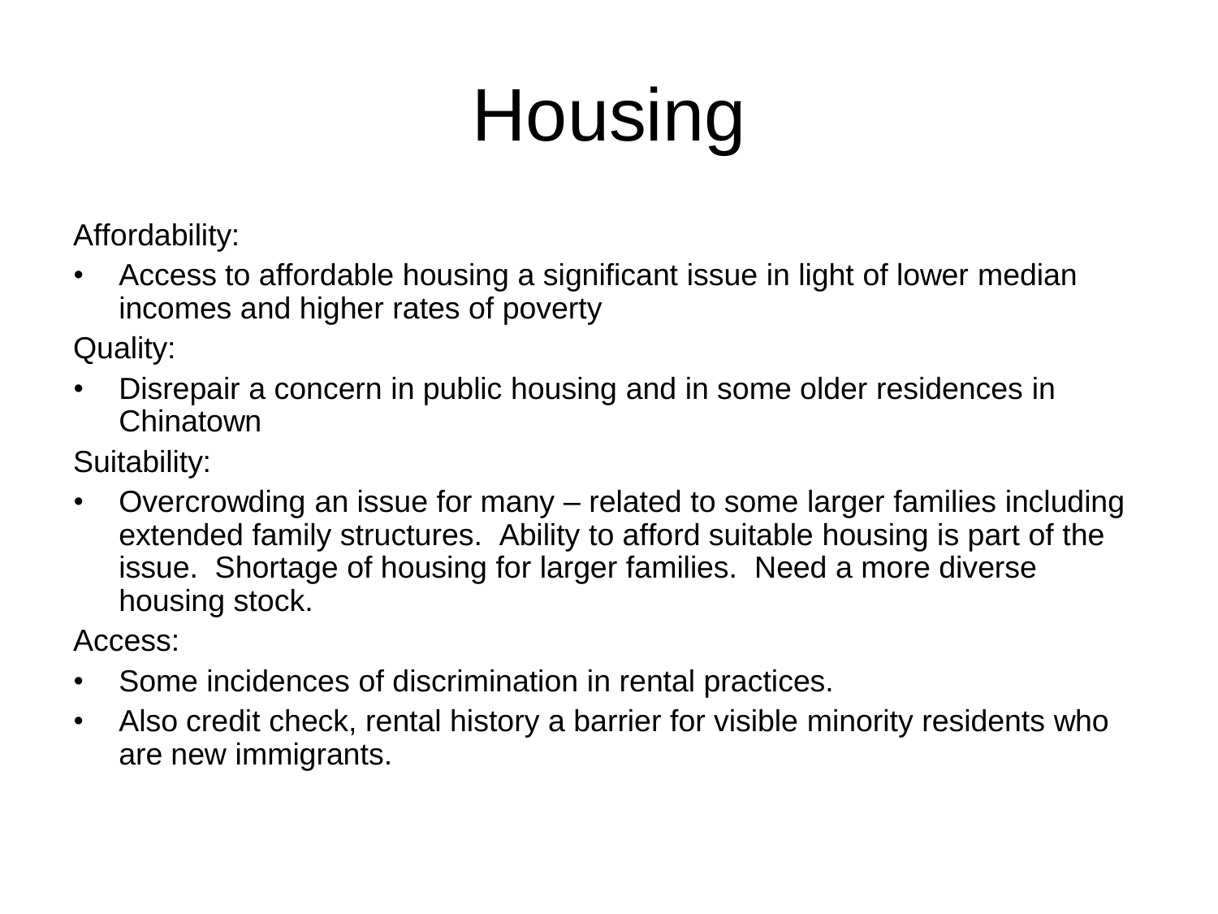# Housing

Affordability:

- Access to affordable housing a significant issue in light of lower median incomes and higher rates of poverty

Quality:

- Disrepair a concern in public housing and in some older residences in Chinatown

Suitability:

- Overcrowding an issue for many – related to some larger families including extended family structures. Ability to afford suitable housing is part of the issue. Shortage of housing for larger families. Need a more diverse housing stock.

Access:

- Some incidences of discrimination in rental practices.
- Also credit check, rental history a barrier for visible minority residents who are new immigrants.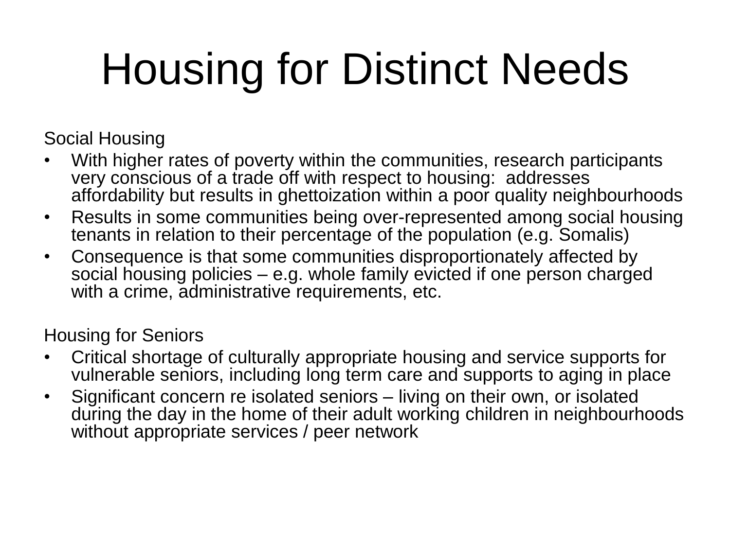# Housing for Distinct Needs

Social Housing

- With higher rates of poverty within the communities, research participants very conscious of a trade off with respect to housing: addresses affordability but results in ghettoization within a poor quality neighbourhoods
- Results in some communities being over-represented among social housing tenants in relation to their percentage of the population (e.g. Somalis)
- Consequence is that some communities disproportionately affected by social housing policies – e.g. whole family evicted if one person charged with a crime, administrative requirements, etc.

Housing for Seniors

- Critical shortage of culturally appropriate housing and service supports for vulnerable seniors, including long term care and supports to aging in place
- Significant concern re isolated seniors – living on their own, or isolated during the day in the home of their adult working children in neighbourhoods without appropriate services / peer network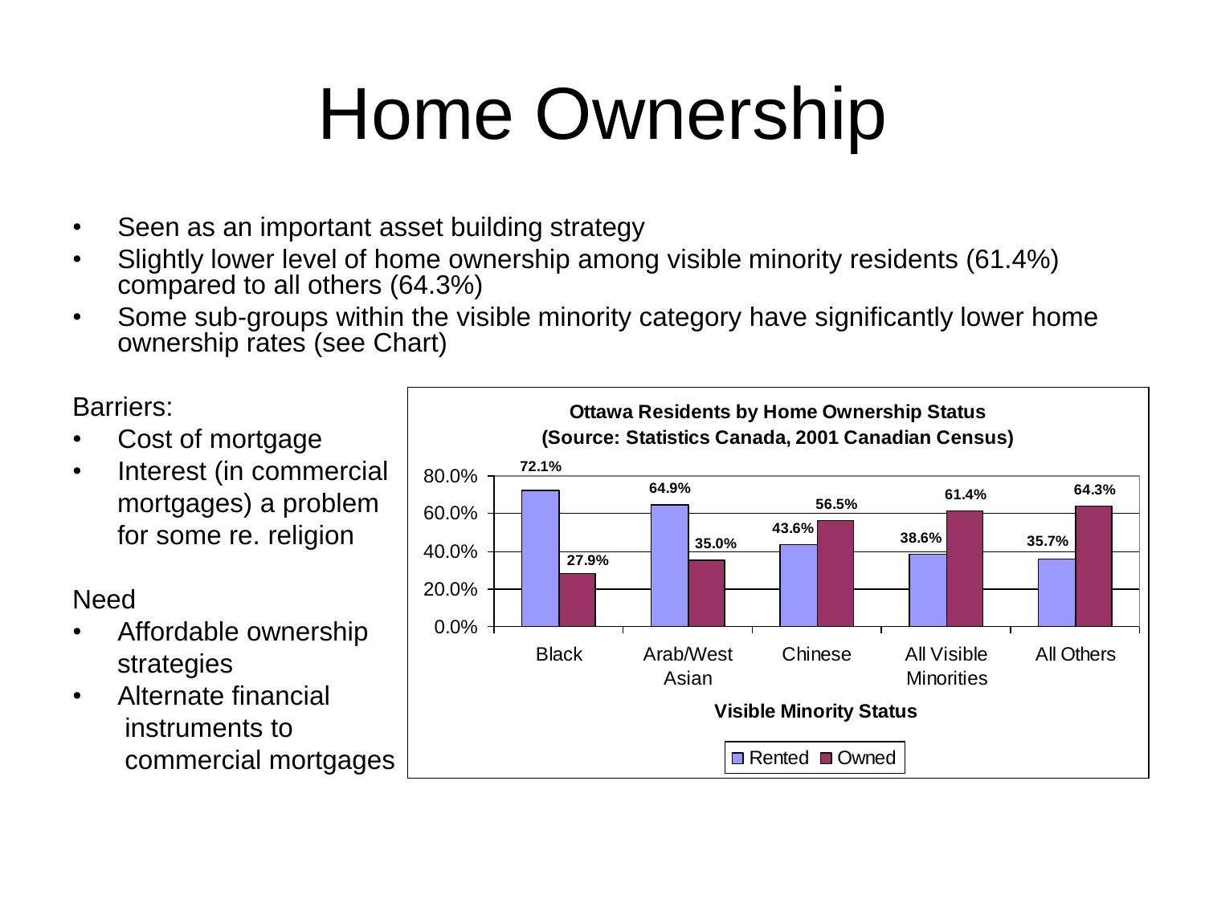# Home Ownership

- Seen as an important asset building strategy
- Slightly lower level of home ownership among visible minority residents (61.4%) compared to all others (64.3%)
- Some sub-groups within the visible minority category have significantly lower home ownership rates (see Chart)

Barriers:

- Cost of mortgage
- Interest (in commercial mortgages) a problem for some re. religion

Need

- Affordable ownership strategies
- Alternate financial instruments to commercial mortgages

**Ottawa Residents by Home Ownership Status**
**(Source: Statistics Canada, 2001 Canadian Census)**

| Visible Minority Status | Rented | Owned |
|---|---|---|
| Black | 72.1% | 27.9% |
| Arab/West Asian | 64.9% | 35.0% |
| Chinese | 43.6% | 56.5% |
| All Visible Minorities | 38.6% | 61.4% |
| All Others | 35.7% | 64.3% |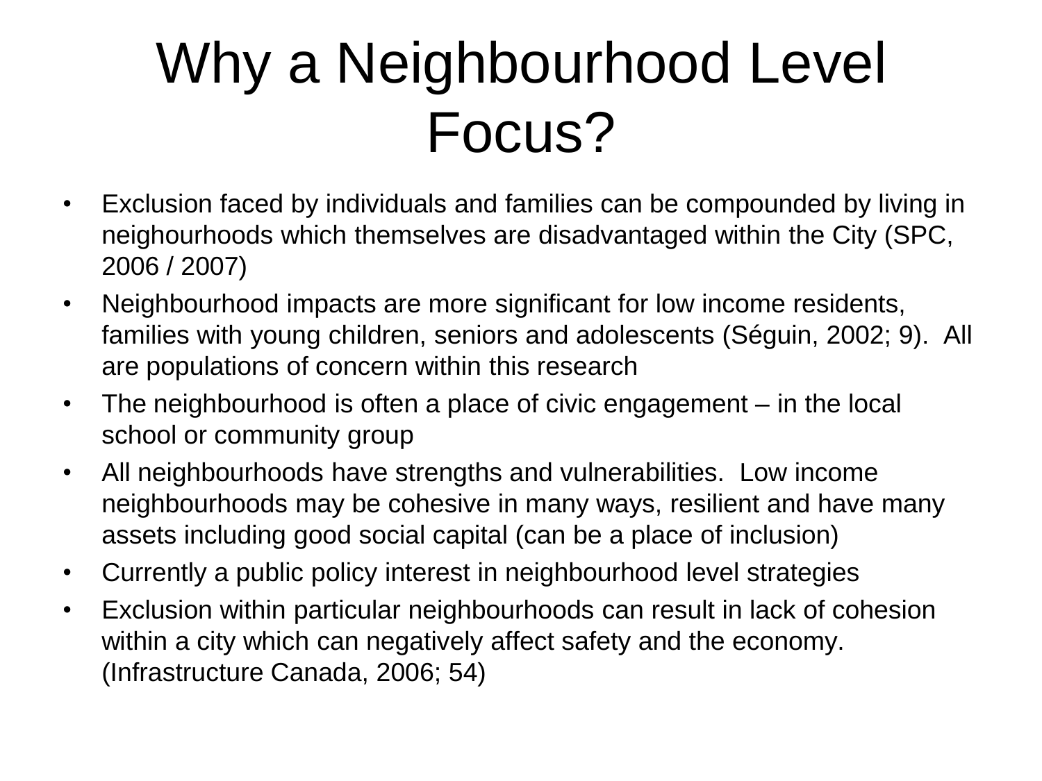# Why a Neighbourhood Level Focus?

- Exclusion faced by individuals and families can be compounded by living in neighourhoods which themselves are disadvantaged within the City (SPC, 2006 / 2007)
- Neighbourhood impacts are more significant for low income residents, families with young children, seniors and adolescents (Séguin, 2002; 9). All are populations of concern within this research
- The neighbourhood is often a place of civic engagement – in the local school or community group
- All neighbourhoods have strengths and vulnerabilities. Low income neighbourhoods may be cohesive in many ways, resilient and have many assets including good social capital (can be a place of inclusion)
- Currently a public policy interest in neighbourhood level strategies
- Exclusion within particular neighbourhoods can result in lack of cohesion within a city which can negatively affect safety and the economy. (Infrastructure Canada, 2006; 54)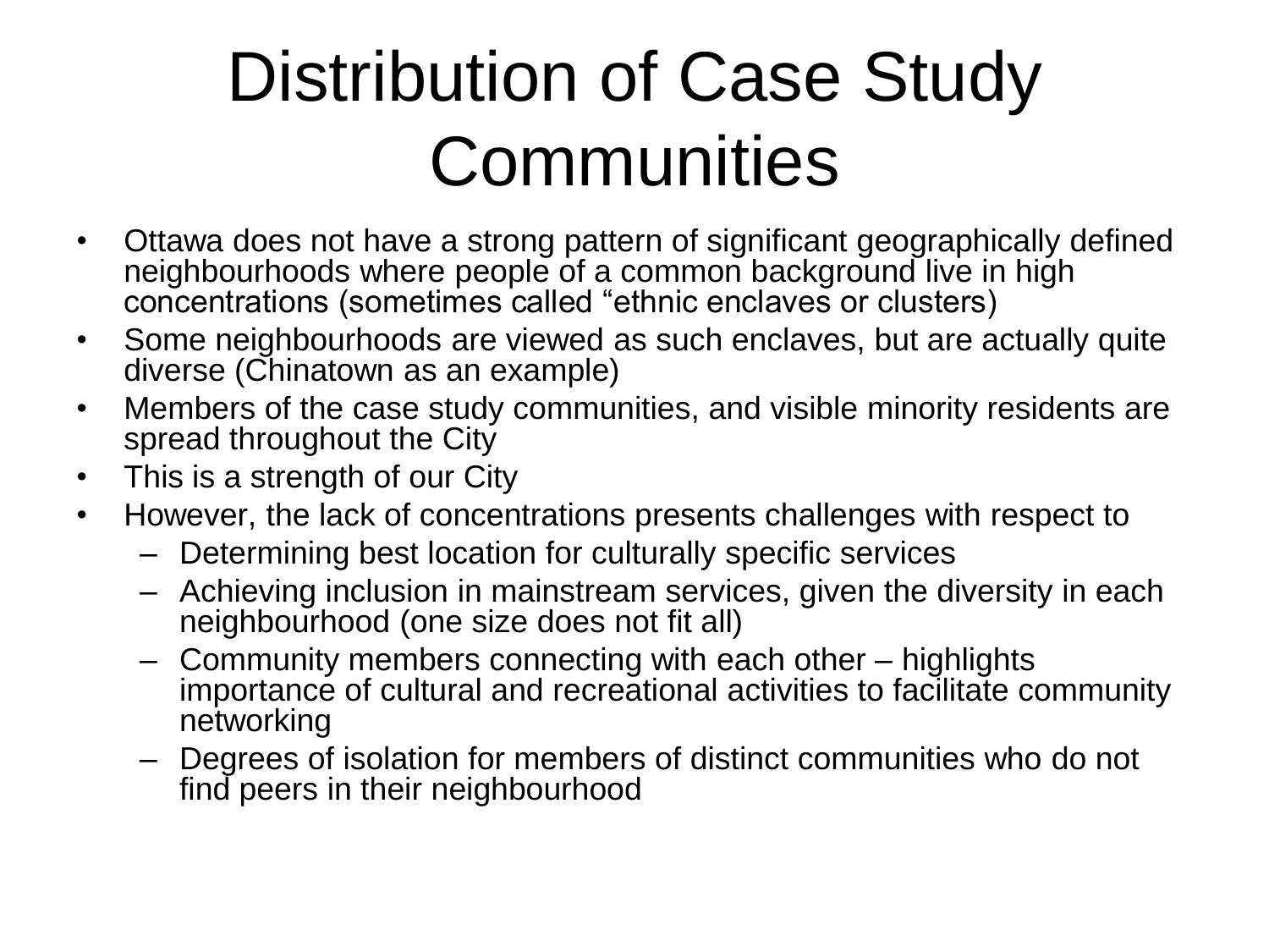# Distribution of Case Study Communities

- Ottawa does not have a strong pattern of significant geographically defined neighbourhoods where people of a common background live in high concentrations (sometimes called "ethnic enclaves or clusters)
- Some neighbourhoods are viewed as such enclaves, but are actually quite diverse (Chinatown as an example)
- Members of the case study communities, and visible minority residents are spread throughout the City
- This is a strength of our City
- However, the lack of concentrations presents challenges with respect to
  - Determining best location for culturally specific services
  - Achieving inclusion in mainstream services, given the diversity in each neighbourhood (one size does not fit all)
  - Community members connecting with each other – highlights importance of cultural and recreational activities to facilitate community networking
  - Degrees of isolation for members of distinct communities who do not find peers in their neighbourhood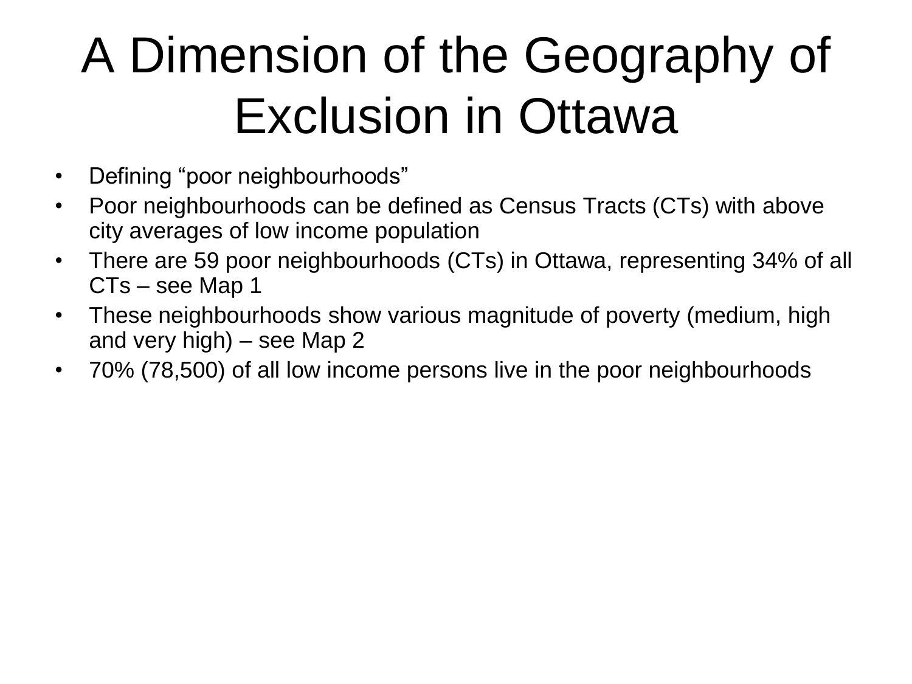# A Dimension of the Geography of Exclusion in Ottawa

- Defining “poor neighbourhoods”
- Poor neighbourhoods can be defined as Census Tracts (CTs) with above city averages of low income population
- There are 59 poor neighbourhoods (CTs) in Ottawa, representing 34% of all CTs – see Map 1
- These neighbourhoods show various magnitude of poverty (medium, high and very high) – see Map 2
- 70% (78,500) of all low income persons live in the poor neighbourhoods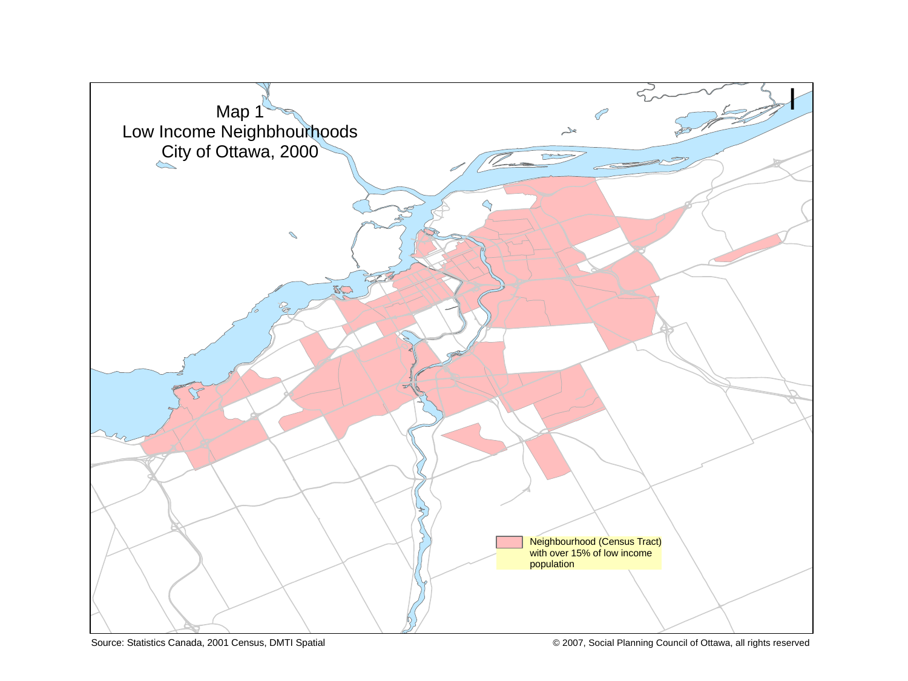# Map 1
## Low Income Neighbhourhoods
## City of Ottawa, 2000

Neighbourhood (Census Tract) with over 15% of low income population

Source: Statistics Canada, 2001 Census, DMTI Spatial

© 2007, Social Planning Council of Ottawa, all rights reserved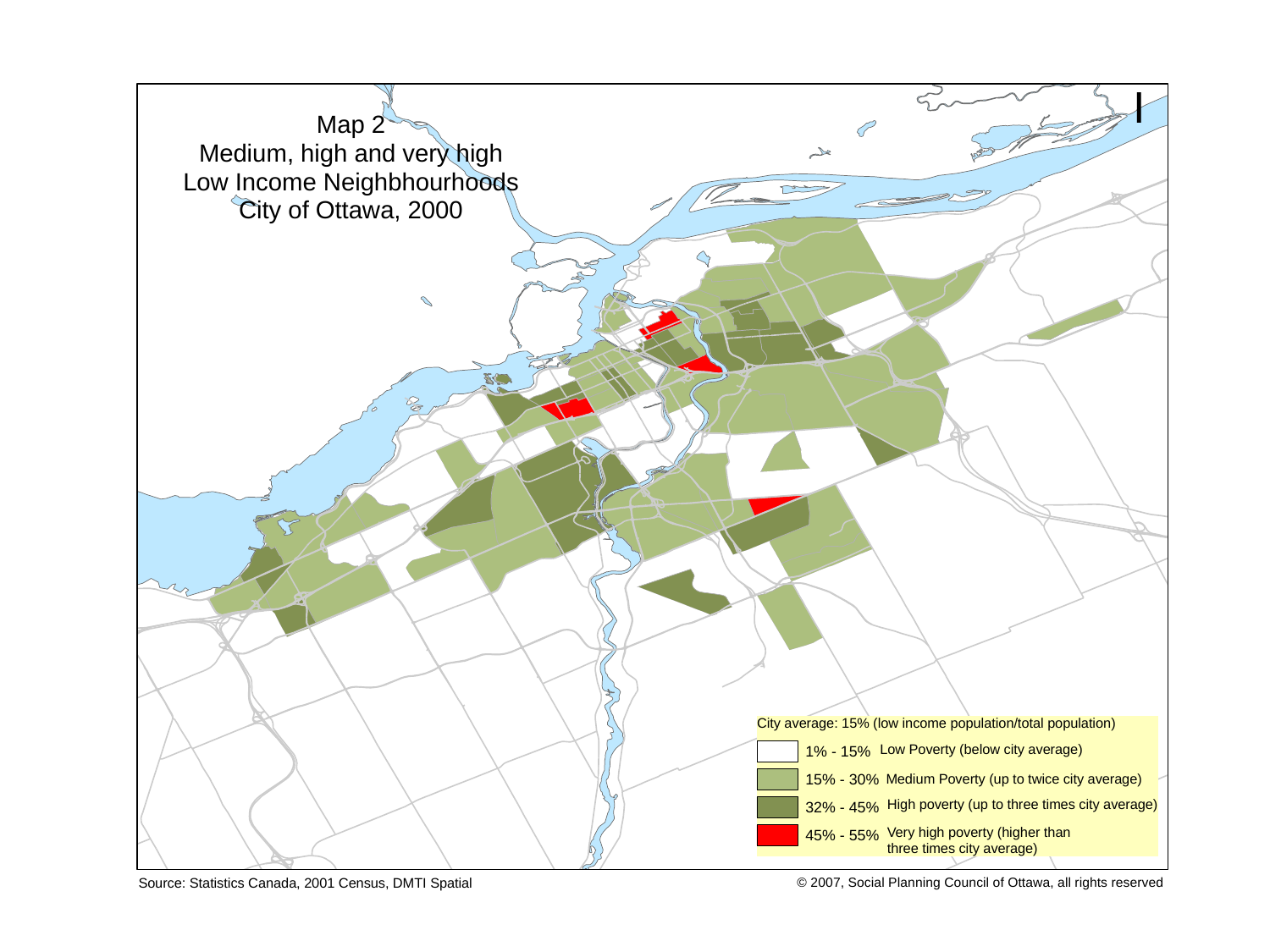# Map 2
## Medium, high and very high Low Income Neighbhourhoods City of Ottawa, 2000

City average: 15% (low income population/total population)

| Range | Description |
| --- | --- |
| 1% - 15% | Low Poverty (below city average) |
| 15% - 30% | Medium Poverty (up to twice city average) |
| 32% - 45% | High poverty (up to three times city average) |
| 45% - 55% | Very high poverty (higher than three times city average) |

Source: Statistics Canada, 2001 Census, DMTI Spatial

© 2007, Social Planning Council of Ottawa, all rights reserved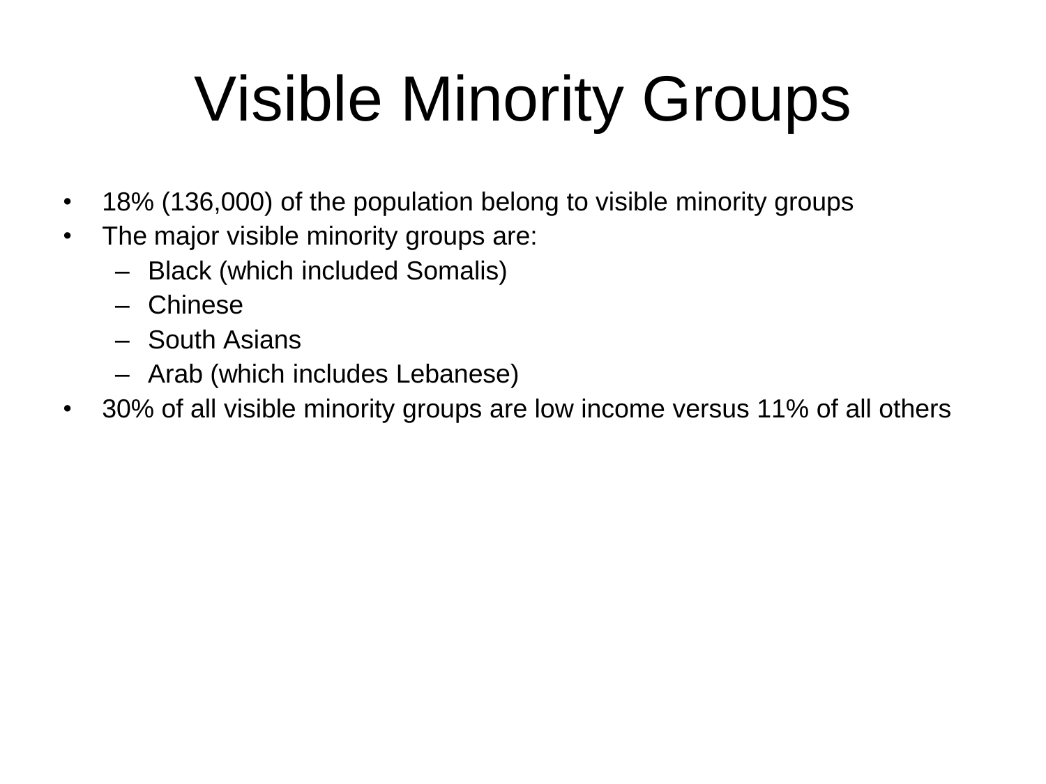# Visible Minority Groups

- 18% (136,000) of the population belong to visible minority groups
- The major visible minority groups are:
  - Black (which included Somalis)
  - Chinese
  - South Asians
  - Arab (which includes Lebanese)
- 30% of all visible minority groups are low income versus 11% of all others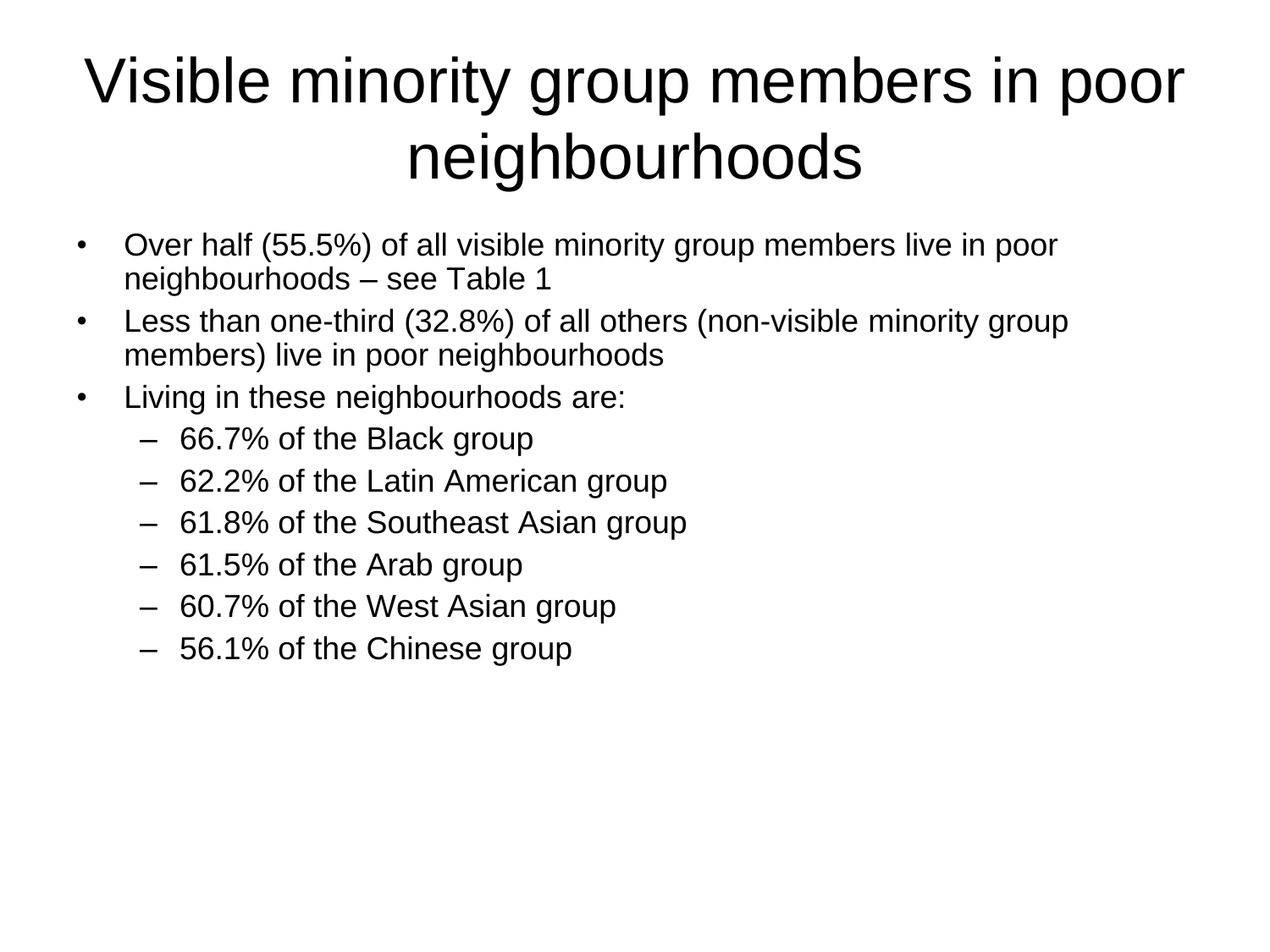# Visible minority group members in poor neighbourhoods

- Over half (55.5%) of all visible minority group members live in poor neighbourhoods – see Table 1
- Less than one-third (32.8%) of all others (non-visible minority group members) live in poor neighbourhoods
- Living in these neighbourhoods are:
  - 66.7% of the Black group
  - 62.2% of the Latin American group
  - 61.8% of the Southeast Asian group
  - 61.5% of the Arab group
  - 60.7% of the West Asian group
  - 56.1% of the Chinese group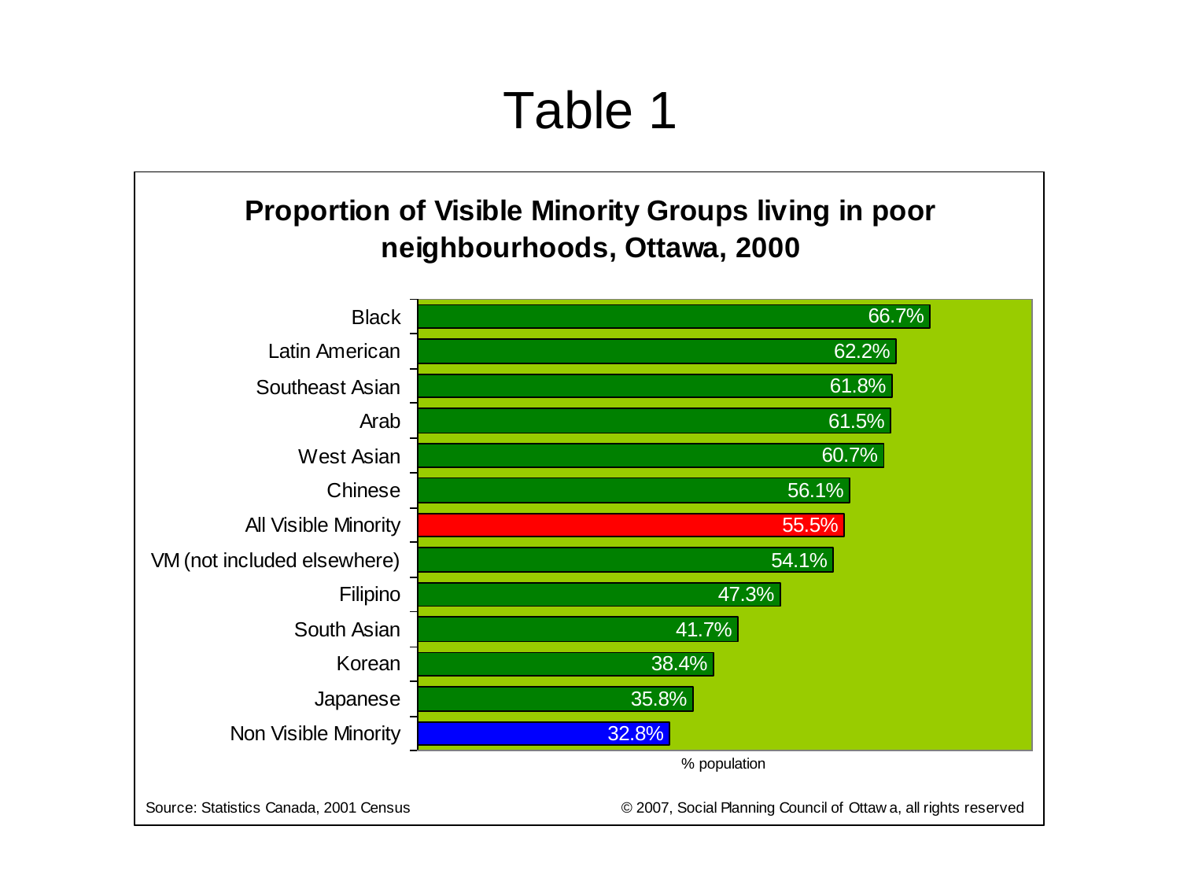# Table 1

## Proportion of Visible Minority Groups living in poor neighbourhoods, Ottawa, 2000

| Group | % population |
|---|---|
| Black | 66.7% |
| Latin American | 62.2% |
| Southeast Asian | 61.8% |
| Arab | 61.5% |
| West Asian | 60.7% |
| Chinese | 56.1% |
| All Visible Minority | 55.5% |
| VM (not included elsewhere) | 54.1% |
| Filipino | 47.3% |
| South Asian | 41.7% |
| Korean | 38.4% |
| Japanese | 35.8% |
| Non Visible Minority | 32.8% |

Source: Statistics Canada, 2001 Census

© 2007, Social Planning Council of Ottawa, all rights reserved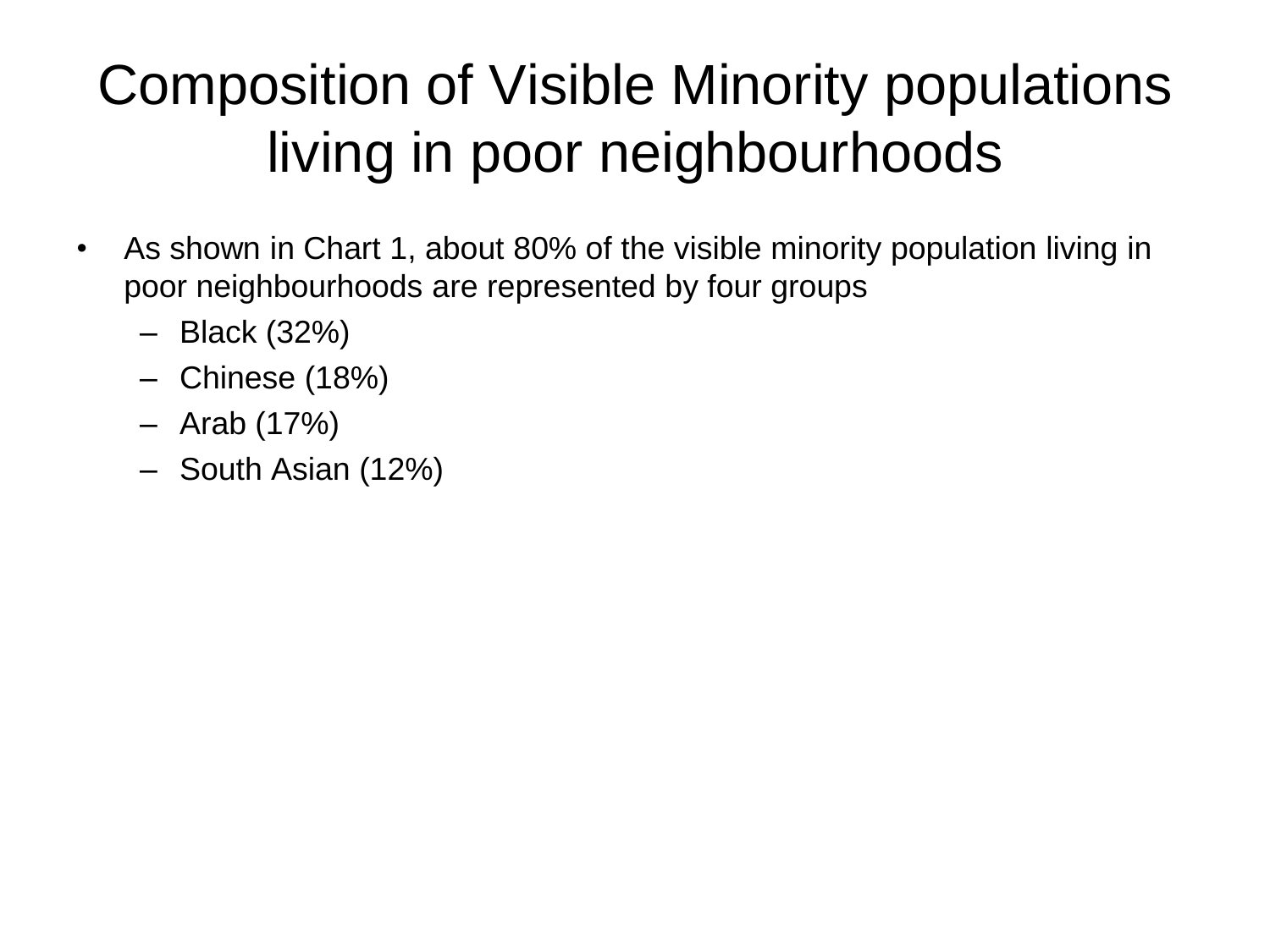# Composition of Visible Minority populations living in poor neighbourhoods

- As shown in Chart 1, about 80% of the visible minority population living in poor neighbourhoods are represented by four groups
  - Black (32%)
  - Chinese (18%)
  - Arab (17%)
  - South Asian (12%)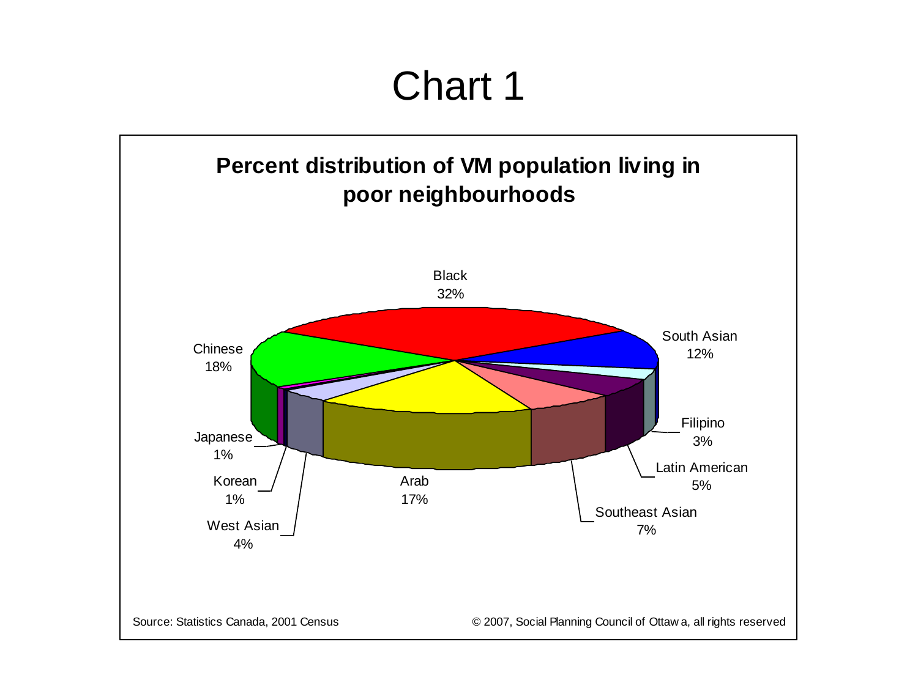# Chart 1

## Percent distribution of VM population living in poor neighbourhoods

Black 32%

South Asian 12%

Filipino 3%

Latin American 5%

Southeast Asian 7%

Arab 17%

West Asian 4%

Korean 1%

Japanese 1%

Chinese 18%

Source: Statistics Canada, 2001 Census

© 2007, Social Planning Council of Ottawa, all rights reserved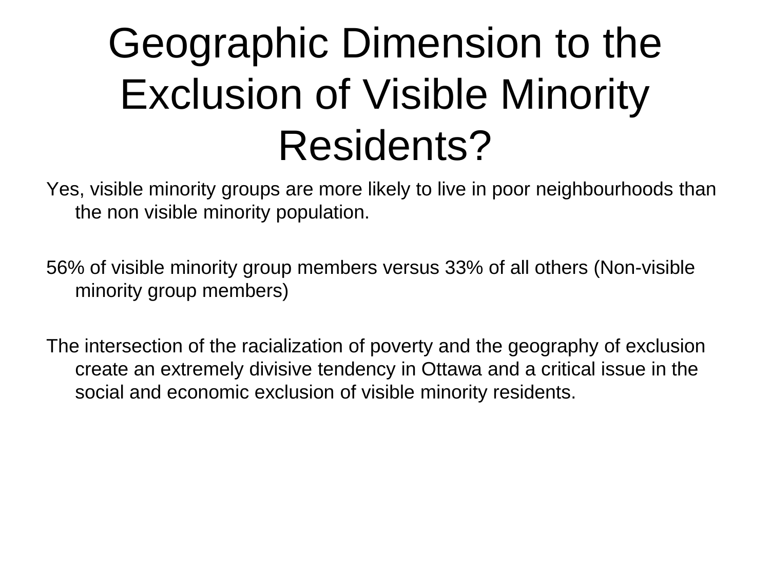# Geographic Dimension to the Exclusion of Visible Minority Residents?

Yes, visible minority groups are more likely to live in poor neighbourhoods than the non visible minority population.

56% of visible minority group members versus 33% of all others (Non-visible minority group members)

The intersection of the racialization of poverty and the geography of exclusion create an extremely divisive tendency in Ottawa and a critical issue in the social and economic exclusion of visible minority residents.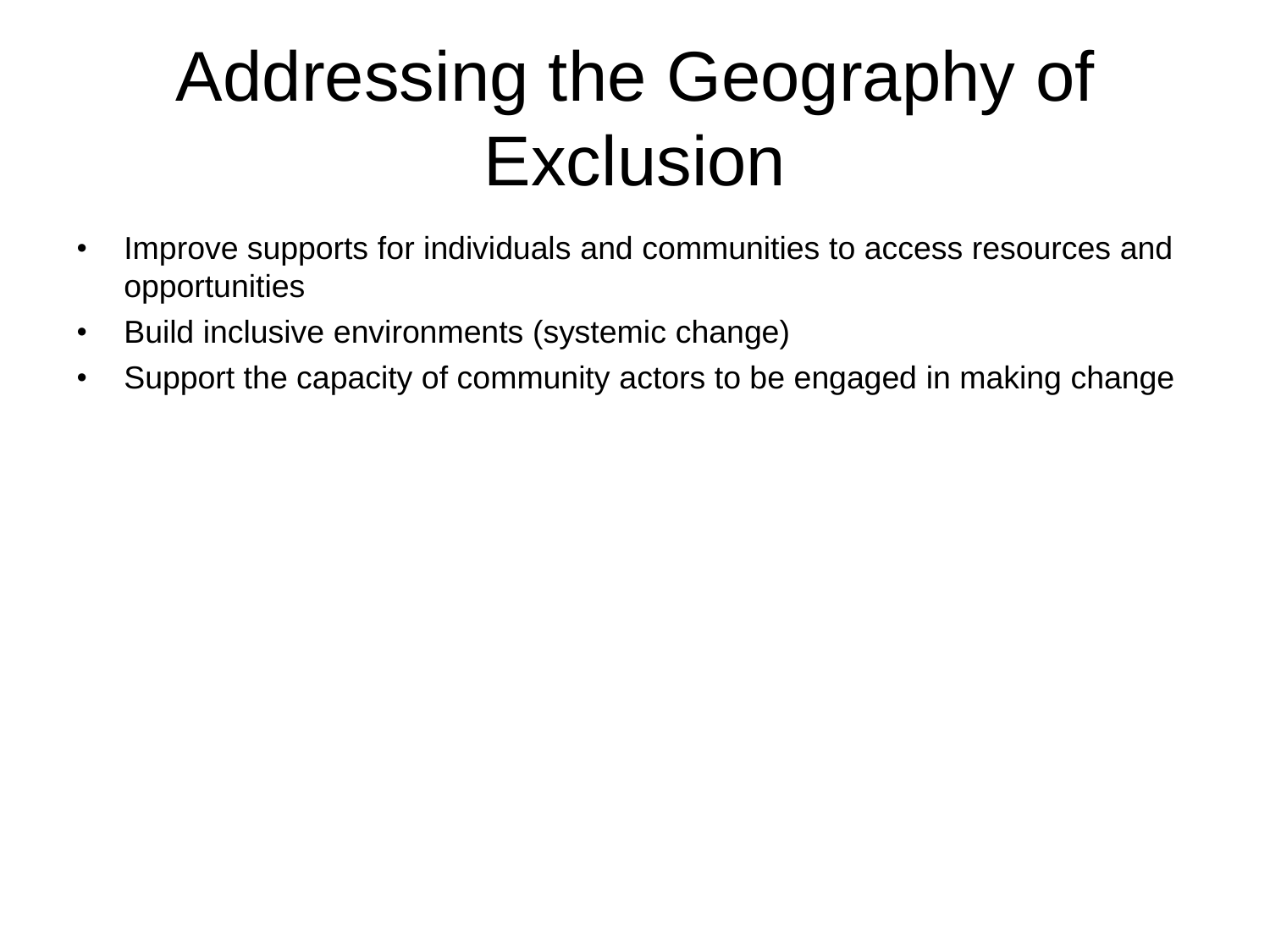# Addressing the Geography of Exclusion

- Improve supports for individuals and communities to access resources and opportunities
- Build inclusive environments (systemic change)
- Support the capacity of community actors to be engaged in making change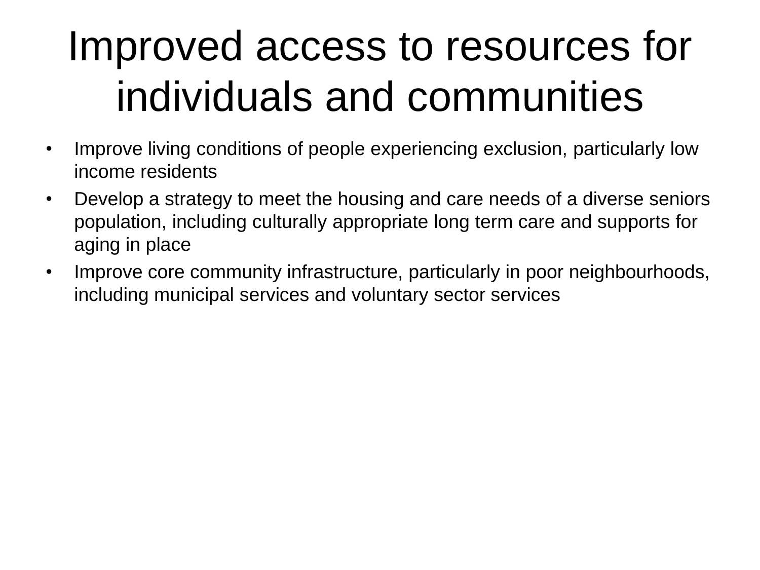# Improved access to resources for individuals and communities

- Improve living conditions of people experiencing exclusion, particularly low income residents
- Develop a strategy to meet the housing and care needs of a diverse seniors population, including culturally appropriate long term care and supports for aging in place
- Improve core community infrastructure, particularly in poor neighbourhoods, including municipal services and voluntary sector services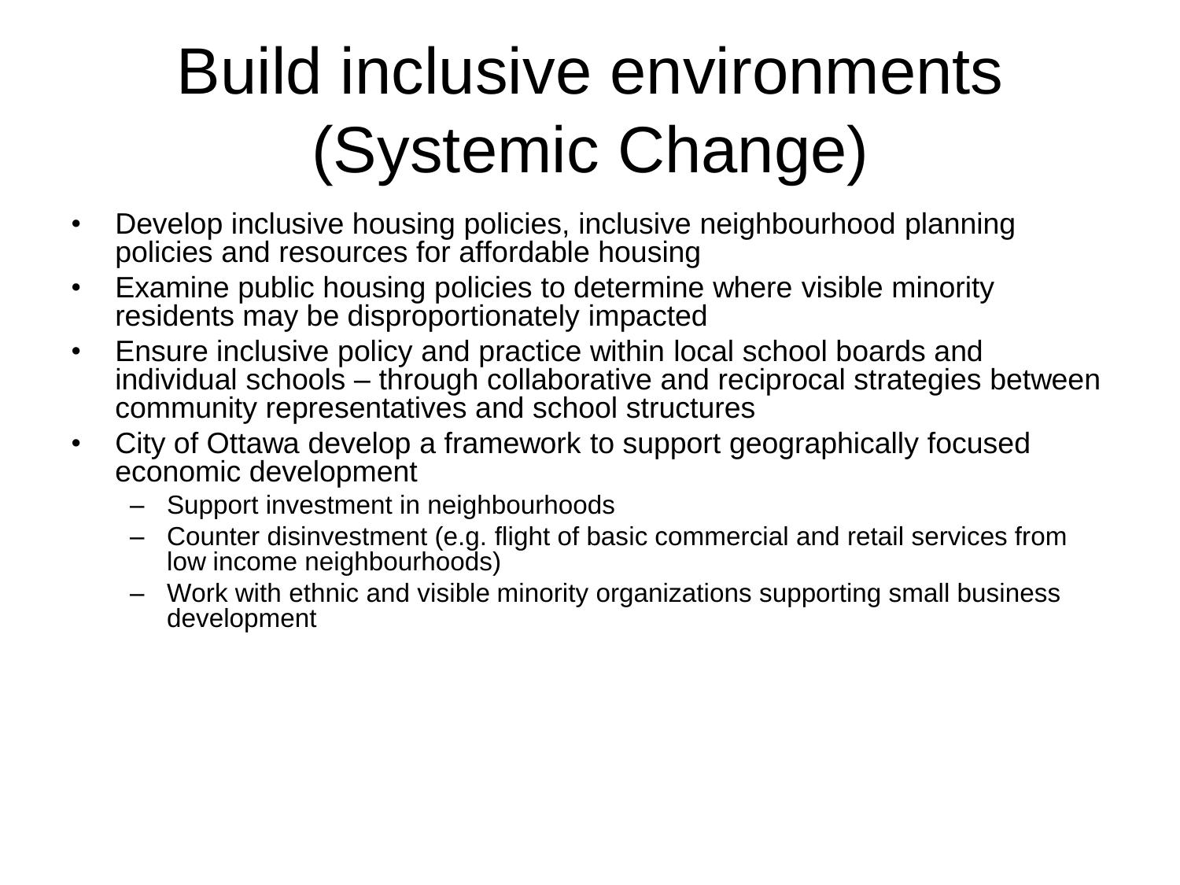# Build inclusive environments (Systemic Change)

- Develop inclusive housing policies, inclusive neighbourhood planning policies and resources for affordable housing
- Examine public housing policies to determine where visible minority residents may be disproportionately impacted
- Ensure inclusive policy and practice within local school boards and individual schools – through collaborative and reciprocal strategies between community representatives and school structures
- City of Ottawa develop a framework to support geographically focused economic development
  - Support investment in neighbourhoods
  - Counter disinvestment (e.g. flight of basic commercial and retail services from low income neighbourhoods)
  - Work with ethnic and visible minority organizations supporting small business development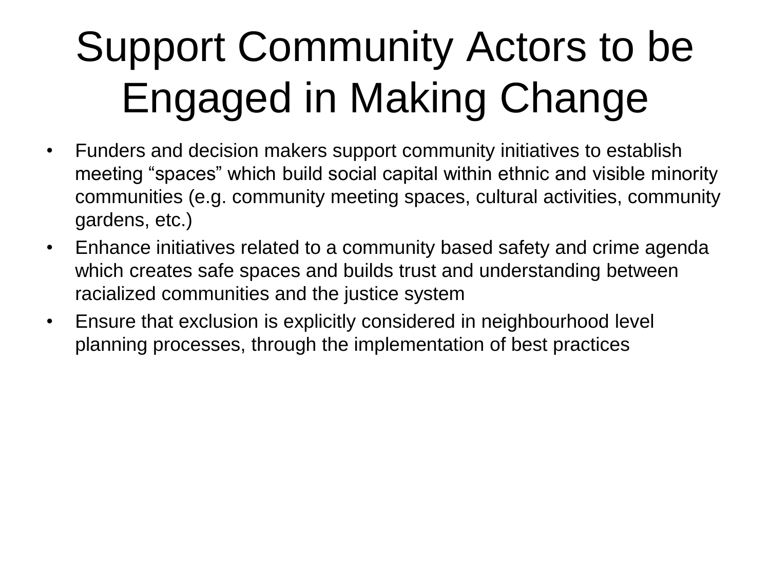# Support Community Actors to be Engaged in Making Change

- Funders and decision makers support community initiatives to establish meeting “spaces” which build social capital within ethnic and visible minority communities (e.g. community meeting spaces, cultural activities, community gardens, etc.)
- Enhance initiatives related to a community based safety and crime agenda which creates safe spaces and builds trust and understanding between racialized communities and the justice system
- Ensure that exclusion is explicitly considered in neighbourhood level planning processes, through the implementation of best practices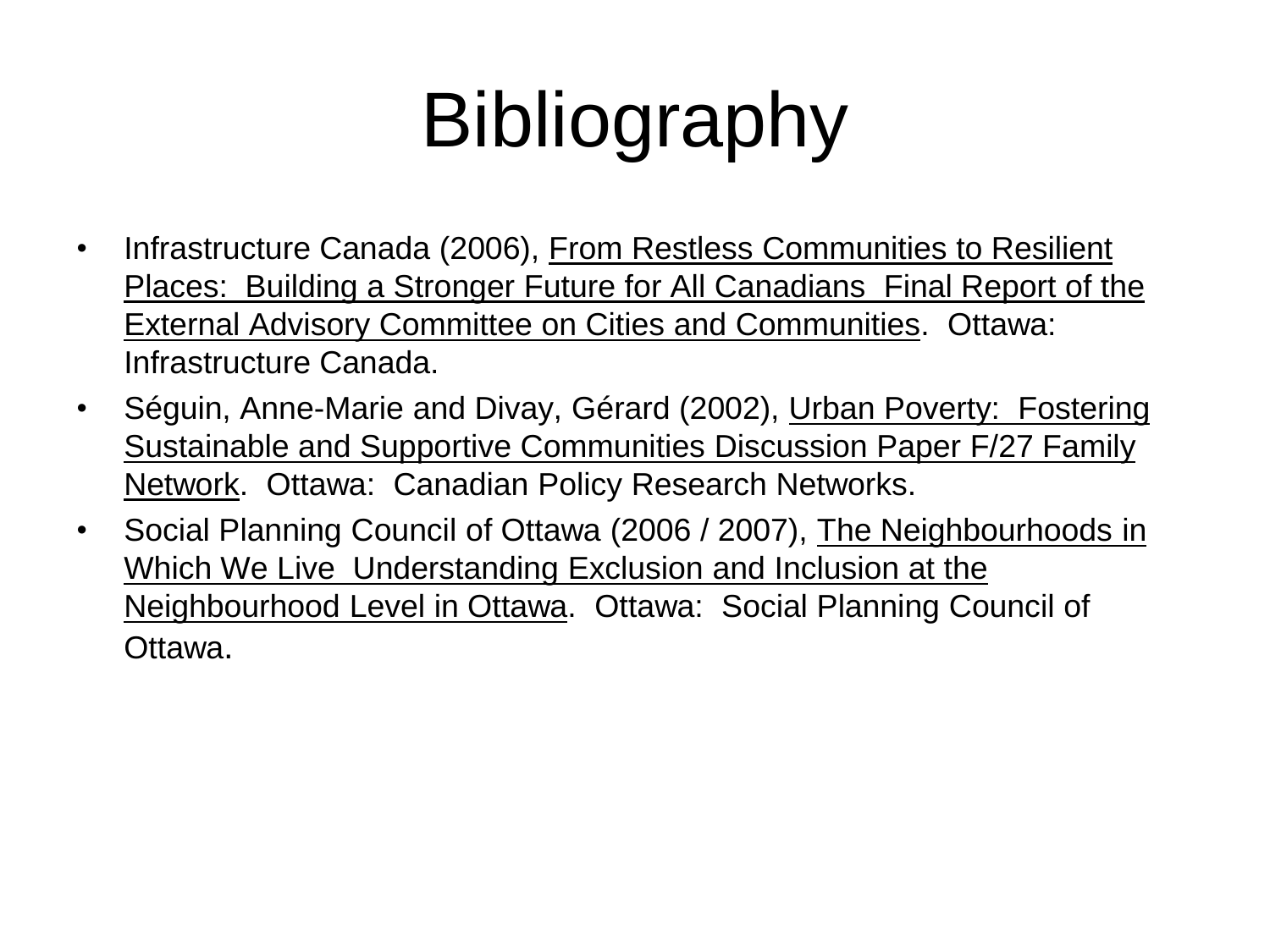# Bibliography

- Infrastructure Canada (2006), From Restless Communities to Resilient Places:  Building a Stronger Future for All Canadians  Final Report of the External Advisory Committee on Cities and Communities.  Ottawa:  Infrastructure Canada.
- Séguin, Anne-Marie and Divay, Gérard (2002), Urban Poverty:  Fostering Sustainable and Supportive Communities Discussion Paper F/27 Family Network.  Ottawa:  Canadian Policy Research Networks.
- Social Planning Council of Ottawa (2006 / 2007), The Neighbourhoods in Which We Live  Understanding Exclusion and Inclusion at the Neighbourhood Level in Ottawa.  Ottawa:  Social Planning Council of Ottawa.